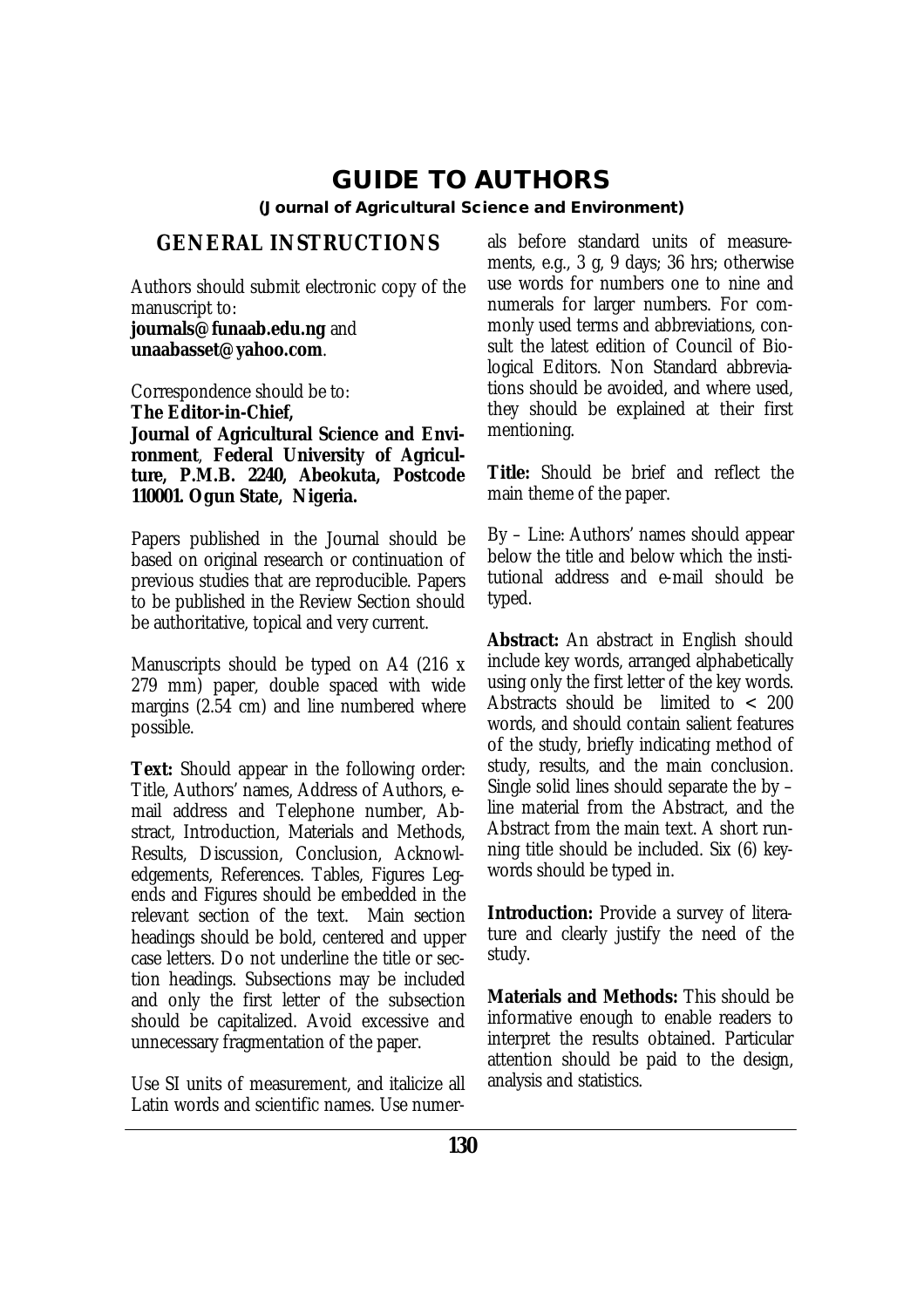# GUIDE TO AUTHORS

**(Journal of Agricultural Science and Environment)**

## GENERAL INSTRUCTIONS

Authors should submit electronic copy of the manuscript to:
**journals@funaab.edu.ng** and **unaabasset@yahoo.com**.

Correspondence should be to:
**The Editor-in-Chief,**
**Journal of Agricultural Science and Environment**, **Federal University of Agriculture, P.M.B. 2240, Abeokuta, Postcode 110001. Ogun State, Nigeria.**

Papers published in the Journal should be based on original research or continuation of previous studies that are reproducible. Papers to be published in the Review Section should be authoritative, topical and very current.

Manuscripts should be typed on A4 (216 x 279 mm) paper, double spaced with wide margins (2.54 cm) and line numbered where possible.

**Text:** Should appear in the following order: Title, Authors' names, Address of Authors, e-mail address and Telephone number, Abstract, Introduction, Materials and Methods, Results, Discussion, Conclusion, Acknowledgements, References. Tables, Figures Legends and Figures should be embedded in the relevant section of the text. Main section headings should be bold, centered and upper case letters. Do not underline the title or section headings. Subsections may be included and only the first letter of the subsection should be capitalized. Avoid excessive and unnecessary fragmentation of the paper.

Use SI units of measurement, and italicize all Latin words and scientific names. Use numerals before standard units of measurements, e.g., 3 g, 9 days; 36 hrs; otherwise use words for numbers one to nine and numerals for larger numbers. For commonly used terms and abbreviations, consult the latest edition of Council of Biological Editors. Non Standard abbreviations should be avoided, and where used, they should be explained at their first mentioning.

**Title:** Should be brief and reflect the main theme of the paper.

By – Line: Authors' names should appear below the title and below which the institutional address and e-mail should be typed.

**Abstract:** An abstract in English should include key words, arranged alphabetically using only the first letter of the key words. Abstracts should be limited to < 200 words, and should contain salient features of the study, briefly indicating method of study, results, and the main conclusion. Single solid lines should separate the by – line material from the Abstract, and the Abstract from the main text. A short running title should be included. Six (6) keywords should be typed in.

**Introduction:** Provide a survey of literature and clearly justify the need of the study.

**Materials and Methods:** This should be informative enough to enable readers to interpret the results obtained. Particular attention should be paid to the design, analysis and statistics.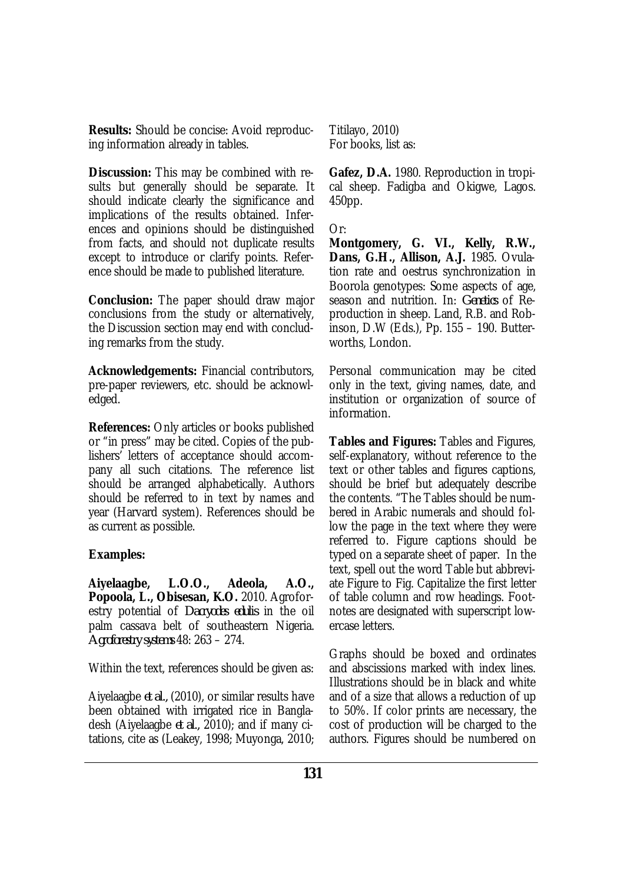**Results:** Should be concise: Avoid reproducing information already in tables.

**Discussion:** This may be combined with results but generally should be separate. It should indicate clearly the significance and implications of the results obtained. Inferences and opinions should be distinguished from facts, and should not duplicate results except to introduce or clarify points. Reference should be made to published literature.

**Conclusion:** The paper should draw major conclusions from the study or alternatively, the Discussion section may end with concluding remarks from the study.

**Acknowledgements:** Financial contributors, pre-paper reviewers, etc. should be acknowledged.

**References:** Only articles or books published or "in press" may be cited. Copies of the publishers' letters of acceptance should accompany all such citations. The reference list should be arranged alphabetically. Authors should be referred to in text by names and year (Harvard system). References should be as current as possible.

**Examples:**

**Aiyelaagbe, L.O.O., Adeola, A.O., Popoola, L., Obisesan, K.O.** 2010. Agroforestry potential of *Dacryodes edulis* in the oil palm cassava belt of southeastern Nigeria. *Agroforestry systems* 48: 263 – 274.

Within the text, references should be given as:

Aiyelaagbe *et al.,* (2010), or similar results have been obtained with irrigated rice in Bangladesh (Aiyelaagbe *et al.,* 2010); and if many citations, cite as (Leakey, 1998; Muyonga, 2010; Titilayo, 2010)
For books, list as:

**Gafez, D.A.** 1980. Reproduction in tropical sheep. Fadigba and Okigwe, Lagos. 450pp.

Or:
**Montgomery, G. VI., Kelly, R.W., Dans, G.H., Allison, A.J.** 1985. Ovulation rate and oestrus synchronization in Boorola genotypes: Some aspects of age, season and nutrition. In: *Genetics* of Reproduction in sheep. Land, R.B. and Robinson, D.W (Eds.), Pp. 155 – 190. Butterworths, London.

Personal communication may be cited only in the text, giving names, date, and institution or organization of source of information.

**Tables and Figures:** Tables and Figures, self-explanatory, without reference to the text or other tables and figures captions, should be brief but adequately describe the contents. "The Tables should be numbered in Arabic numerals and should follow the page in the text where they were referred to. Figure captions should be typed on a separate sheet of paper. In the text, spell out the word Table but abbreviate Figure to Fig. Capitalize the first letter of table column and row headings. Footnotes are designated with superscript lowercase letters.

Graphs should be boxed and ordinates and abscissions marked with index lines. Illustrations should be in black and white and of a size that allows a reduction of up to 50%. If color prints are necessary, the cost of production will be charged to the authors. Figures should be numbered on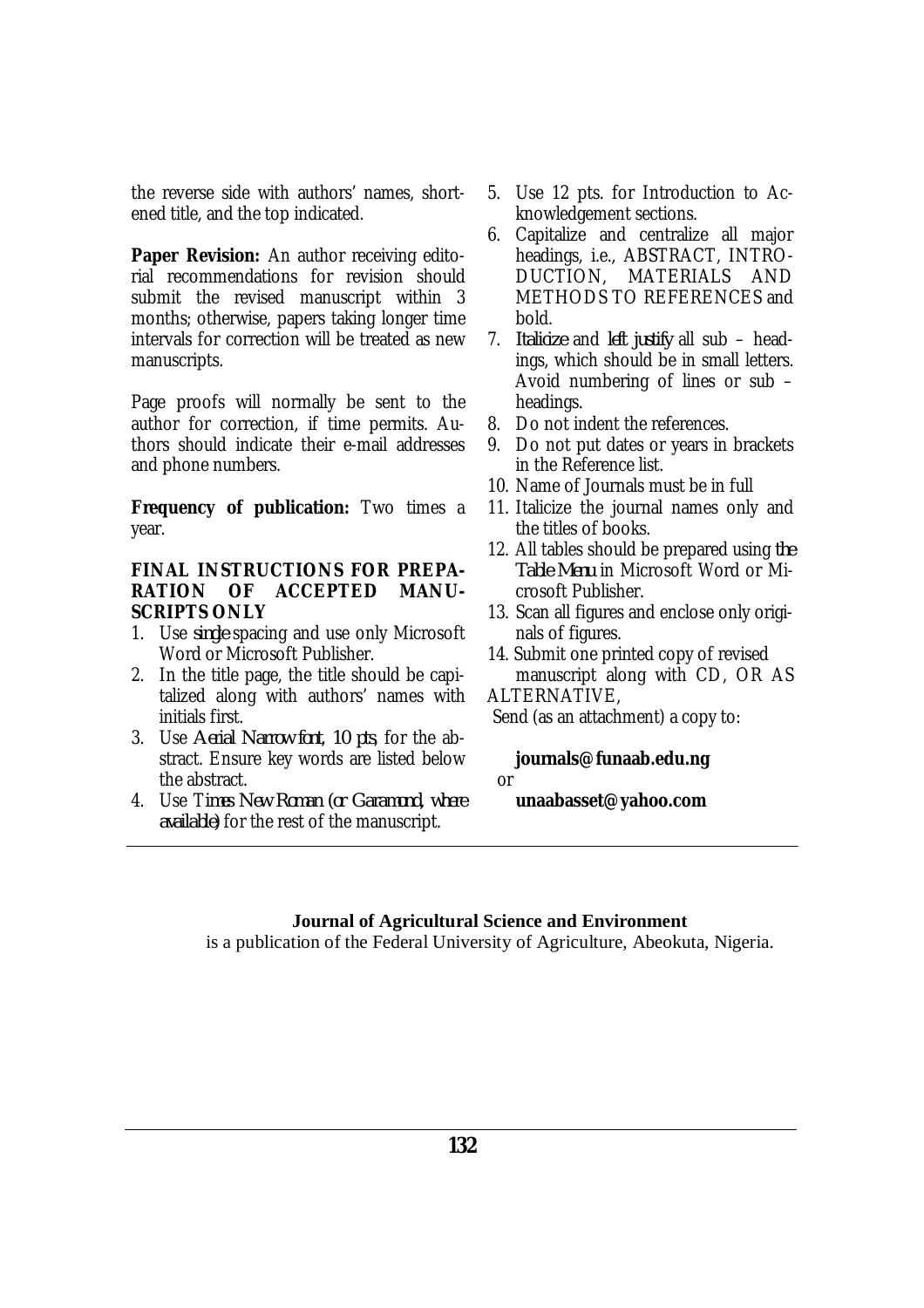the reverse side with authors' names, shortened title, and the top indicated.

**Paper Revision:** An author receiving editorial recommendations for revision should submit the revised manuscript within 3 months; otherwise, papers taking longer time intervals for correction will be treated as new manuscripts.

Page proofs will normally be sent to the author for correction, if time permits. Authors should indicate their e-mail addresses and phone numbers.

**Frequency of publication:** Two times a year.

**FINAL INSTRUCTIONS FOR PREPARATION OF ACCEPTED MANUSCRIPTS ONLY**

1. Use *single* spacing and use only Microsoft Word or Microsoft Publisher.
2. In the title page, the title should be capitalized along with authors' names with initials first.
3. Use *Aerial Narrow font, 10 pts,* for the abstract. Ensure key words are listed below the abstract.
4. Use *Times New Roman (or Garamond, where available)* for the rest of the manuscript.
5. Use 12 pts. for Introduction to Acknowledgement sections.
6. Capitalize and centralize all major headings, i.e., ABSTRACT, INTRODUCTION, MATERIALS AND METHODS TO REFERENCES and bold.
7. *Italicize* and *left justify* all sub – headings, which should be in small letters. Avoid numbering of lines or sub – headings.
8. Do not indent the references.
9. Do not put dates or years in brackets in the Reference list.
10. Name of Journals must be in full
11. Italicize the journal names only and the titles of books.
12. All tables should be prepared using *the Table Menu* in Microsoft Word or Microsoft Publisher.
13. Scan all figures and enclose only originals of figures.
14. Submit one printed copy of revised manuscript along with CD, OR AS ALTERNATIVE,

Send (as an attachment) a copy to:

**journals@funaab.edu.ng**

or

**unaabasset@yahoo.com**

**Journal of Agricultural Science and Environment**
is a publication of the Federal University of Agriculture, Abeokuta, Nigeria.